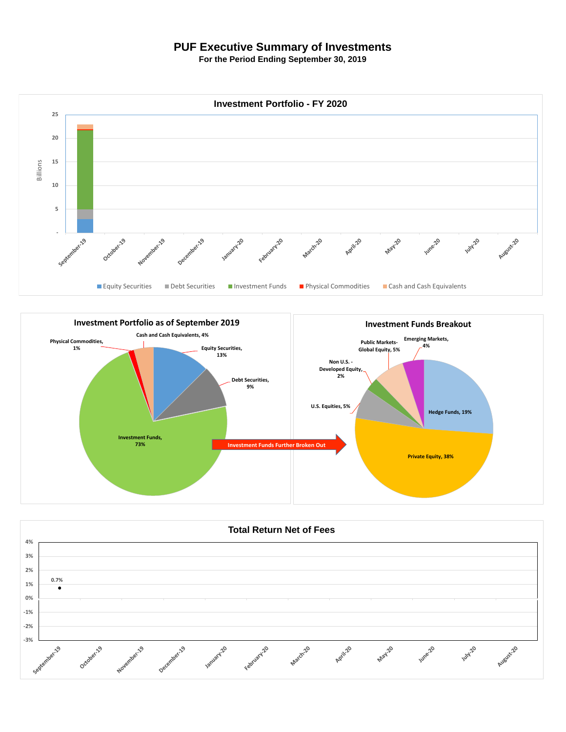# PUF Executive Summary of Investments

**For the Period Ending September 30, 2019**

## Investment Portfolio - FY 2020

Billions

25
20
15
10
5
-

September-19, October-19, November-19, December-19, January-20, February-20, March-20, April-20, May-20, June-20, July-20, August-20

Equity Securities | Debt Securities | Investment Funds | Physical Commodities | Cash and Cash Equivalents

## Investment Portfolio as of September 2019

- Cash and Cash Equivalents, 4%
- Physical Commodities, 1%
- Equity Securities, 13%
- Debt Securities, 9%
- Investment Funds, 73%

Investment Funds Further Broken Out

## Investment Funds Breakout

- Public Markets-Global Equity, 5%
- Emerging Markets, 4%
- Non U.S. - Developed Equity, 2%
- U.S. Equities, 5%
- Hedge Funds, 19%
- Private Equity, 38%

## Total Return Net of Fees

4%
3%
2%
1%
0%
-1%
-2%
-3%

0.7%

September-19, October-19, November-19, December-19, January-20, February-20, March-20, April-20, May-20, June-20, July-20, August-20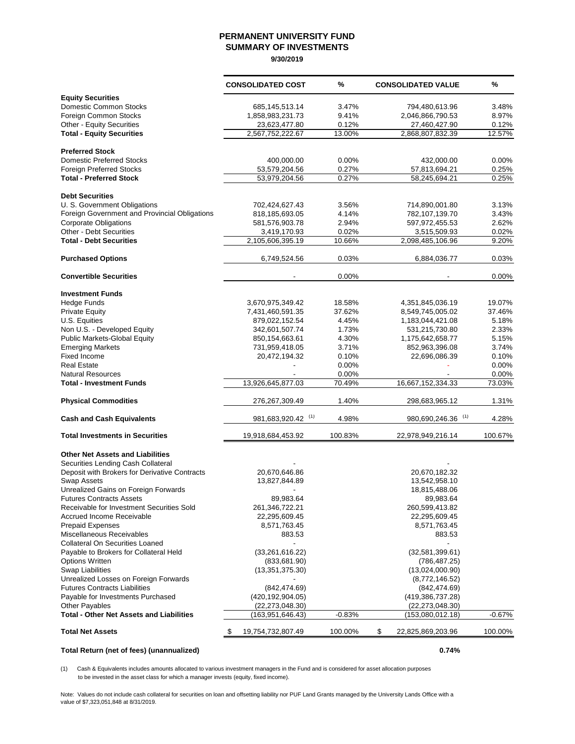# PERMANENT UNIVERSITY FUND
## SUMMARY OF INVESTMENTS
**9/30/2019**

| | CONSOLIDATED COST | % | CONSOLIDATED VALUE | % |
|---|---|---|---|---|
| **Equity Securities** | | | | |
| Domestic Common Stocks | 685,145,513.14 | 3.47% | 794,480,613.96 | 3.48% |
| Foreign Common Stocks | 1,858,983,231.73 | 9.41% | 2,046,866,790.53 | 8.97% |
| Other - Equity Securities | 23,623,477.80 | 0.12% | 27,460,427.90 | 0.12% |
| **Total - Equity Securities** | 2,567,752,222.67 | 13.00% | 2,868,807,832.39 | 12.57% |
| **Preferred Stock** | | | | |
| Domestic Preferred Stocks | 400,000.00 | 0.00% | 432,000.00 | 0.00% |
| Foreign Preferred Stocks | 53,579,204.56 | 0.27% | 57,813,694.21 | 0.25% |
| **Total - Preferred Stock** | 53,979,204.56 | 0.27% | 58,245,694.21 | 0.25% |
| **Debt Securities** | | | | |
| U. S. Government Obligations | 702,424,627.43 | 3.56% | 714,890,001.80 | 3.13% |
| Foreign Government and Provincial Obligations | 818,185,693.05 | 4.14% | 782,107,139.70 | 3.43% |
| Corporate Obligations | 581,576,903.78 | 2.94% | 597,972,455.53 | 2.62% |
| Other - Debt Securities | 3,419,170.93 | 0.02% | 3,515,509.93 | 0.02% |
| **Total - Debt Securities** | 2,105,606,395.19 | 10.66% | 2,098,485,106.96 | 9.20% |
| **Purchased Options** | 6,749,524.56 | 0.03% | 6,884,036.77 | 0.03% |
| **Convertible Securities** | - | 0.00% | - | 0.00% |
| **Investment Funds** | | | | |
| Hedge Funds | 3,670,975,349.42 | 18.58% | 4,351,845,036.19 | 19.07% |
| Private Equity | 7,431,460,591.35 | 37.62% | 8,549,745,005.02 | 37.46% |
| U.S. Equities | 879,022,152.54 | 4.45% | 1,183,044,421.08 | 5.18% |
| Non U.S. - Developed Equity | 342,601,507.74 | 1.73% | 531,215,730.80 | 2.33% |
| Public Markets-Global Equity | 850,154,663.61 | 4.30% | 1,175,642,658.77 | 5.15% |
| Emerging Markets | 731,959,418.05 | 3.71% | 852,963,396.08 | 3.74% |
| Fixed Income | 20,472,194.32 | 0.10% | 22,696,086.39 | 0.10% |
| Real Estate | - | 0.00% | - | 0.00% |
| Natural Resources | - | 0.00% | - | 0.00% |
| **Total - Investment Funds** | 13,926,645,877.03 | 70.49% | 16,667,152,334.33 | 73.03% |
| **Physical Commodities** | 276,267,309.49 | 1.40% | 298,683,965.12 | 1.31% |
| **Cash and Cash Equivalents** | 981,683,920.42 (1) | 4.98% | 980,690,246.36 (1) | 4.28% |
| **Total Investments in Securities** | 19,918,684,453.92 | 100.83% | 22,978,949,216.14 | 100.67% |
| **Other Net Assets and Liabilities** | | | | |
| Securities Lending Cash Collateral | - | | - | |
| Deposit with Brokers for Derivative Contracts | 20,670,646.86 | | 20,670,182.32 | |
| Swap Assets | 13,827,844.89 | | 13,542,958.10 | |
| Unrealized Gains on Foreign Forwards | - | | 18,815,488.06 | |
| Futures Contracts Assets | 89,983.64 | | 89,983.64 | |
| Receivable for Investment Securities Sold | 261,346,722.21 | | 260,599,413.82 | |
| Accrued Income Receivable | 22,295,609.45 | | 22,295,609.45 | |
| Prepaid Expenses | 8,571,763.45 | | 8,571,763.45 | |
| Miscellaneous Receivables | 883.53 | | 883.53 | |
| Collateral On Securities Loaned | - | | - | |
| Payable to Brokers for Collateral Held | (33,261,616.22) | | (32,581,399.61) | |
| Options Written | (833,681.90) | | (786,487.25) | |
| Swap Liabilities | (13,351,375.30) | | (13,024,000.90) | |
| Unrealized Losses on Foreign Forwards | - | | (8,772,146.52) | |
| Futures Contracts Liabilities | (842,474.69) | | (842,474.69) | |
| Payable for Investments Purchased | (420,192,904.05) | | (419,386,737.28) | |
| Other Payables | (22,273,048.30) | | (22,273,048.30) | |
| **Total - Other Net Assets and Liabilities** | (163,951,646.43) | -0.83% | (153,080,012.18) | -0.67% |
| **Total Net Assets** | $ 19,754,732,807.49 | 100.00% | $ 22,825,869,203.96 | 100.00% |
| **Total Return (net of fees) (unannualized)** | | | **0.74%** | |

(1) Cash & Equivalents includes amounts allocated to various investment managers in the Fund and is considered for asset allocation purposes to be invested in the asset class for which a manager invests (equity, fixed income).

Note: Values do not include cash collateral for securities on loan and offsetting liability nor PUF Land Grants managed by the University Lands Office with a value of $7,323,051,848 at 8/31/2019.